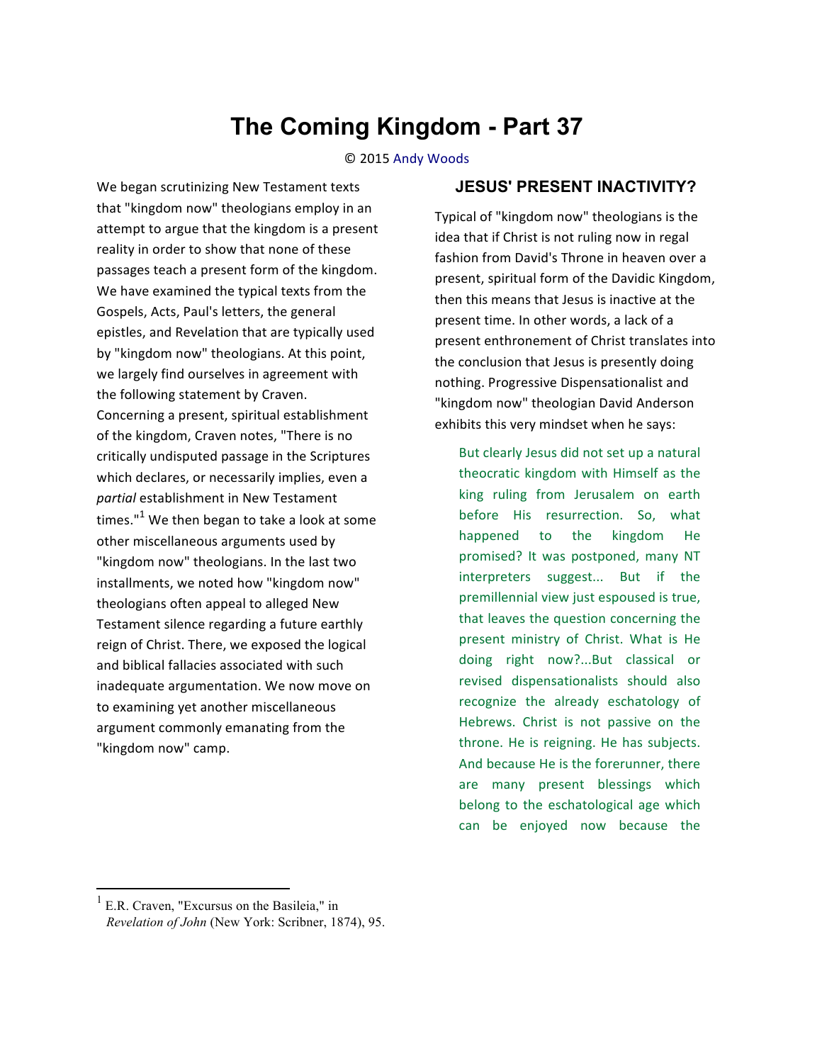# The Coming Kingdom - Part 37

© 2015 Andy Woods

We began scrutinizing New Testament texts that "kingdom now" theologians employ in an attempt to argue that the kingdom is a present reality in order to show that none of these passages teach a present form of the kingdom. We have examined the typical texts from the Gospels, Acts, Paul's letters, the general epistles, and Revelation that are typically used by "kingdom now" theologians. At this point, we largely find ourselves in agreement with the following statement by Craven. Concerning a present, spiritual establishment of the kingdom, Craven notes, "There is no critically undisputed passage in the Scriptures which declares, or necessarily implies, even a *partial* establishment in New Testament times."[1] We then began to take a look at some other miscellaneous arguments used by "kingdom now" theologians. In the last two installments, we noted how "kingdom now" theologians often appeal to alleged New Testament silence regarding a future earthly reign of Christ. There, we exposed the logical and biblical fallacies associated with such inadequate argumentation. We now move on to examining yet another miscellaneous argument commonly emanating from the "kingdom now" camp.

## JESUS' PRESENT INACTIVITY?

Typical of "kingdom now" theologians is the idea that if Christ is not ruling now in regal fashion from David's Throne in heaven over a present, spiritual form of the Davidic Kingdom, then this means that Jesus is inactive at the present time. In other words, a lack of a present enthronement of Christ translates into the conclusion that Jesus is presently doing nothing. Progressive Dispensationalist and "kingdom now" theologian David Anderson exhibits this very mindset when he says:

> But clearly Jesus did not set up a natural theocratic kingdom with Himself as the king ruling from Jerusalem on earth before His resurrection. So, what happened to the kingdom He promised? It was postponed, many NT interpreters suggest... But if the premillennial view just espoused is true, that leaves the question concerning the present ministry of Christ. What is He doing right now?...But classical or revised dispensationalists should also recognize the already eschatology of Hebrews. Christ is not passive on the throne. He is reigning. He has subjects. And because He is the forerunner, there are many present blessings which belong to the eschatological age which can be enjoyed now because the

[1] E.R. Craven, "Excursus on the Basileia," in *Revelation of John* (New York: Scribner, 1874), 95.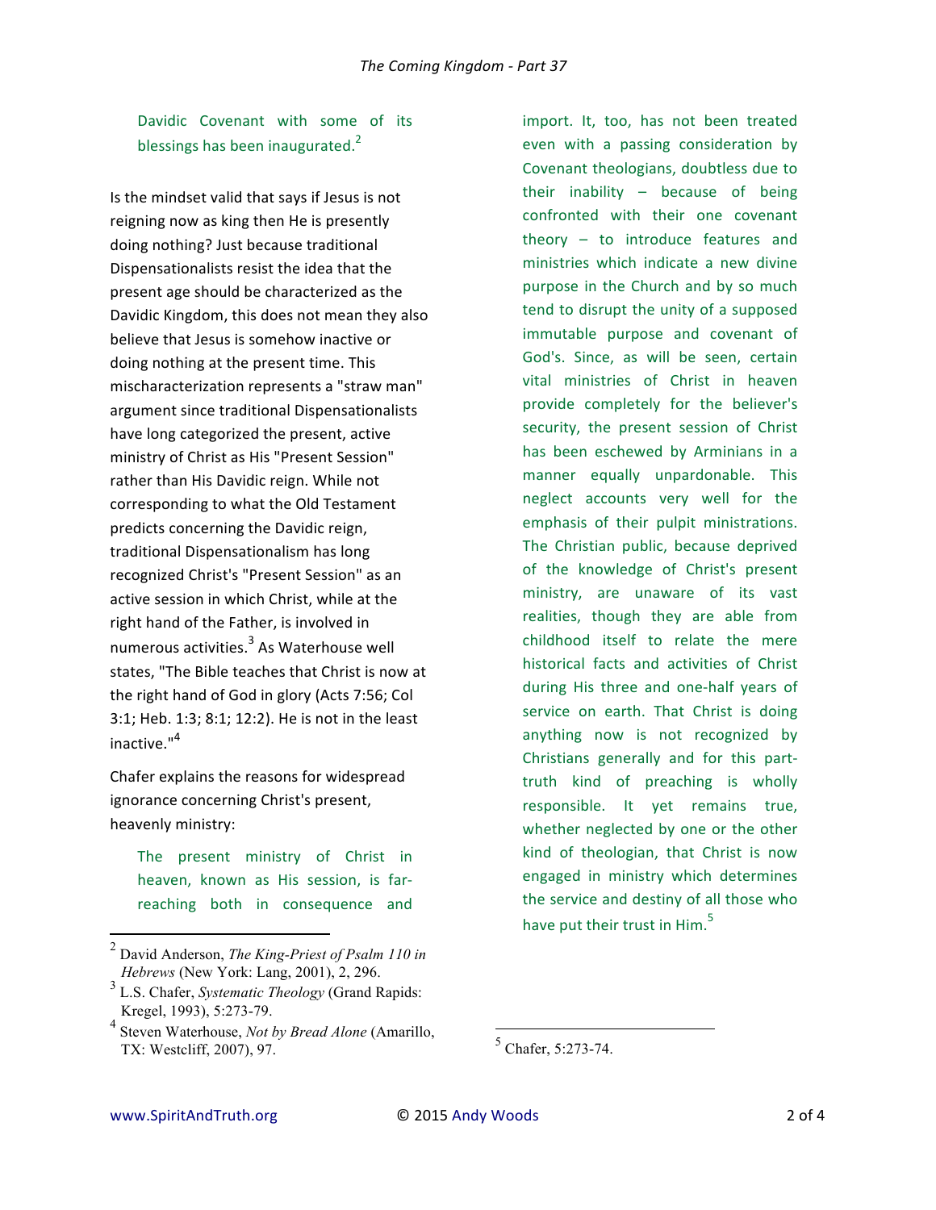> Davidic Covenant with some of its blessings has been inaugurated.[2]

Is the mindset valid that says if Jesus is not reigning now as king then He is presently doing nothing? Just because traditional Dispensationalists resist the idea that the present age should be characterized as the Davidic Kingdom, this does not mean they also believe that Jesus is somehow inactive or doing nothing at the present time. This mischaracterization represents a "straw man" argument since traditional Dispensationalists have long categorized the present, active ministry of Christ as His "Present Session" rather than His Davidic reign. While not corresponding to what the Old Testament predicts concerning the Davidic reign, traditional Dispensationalism has long recognized Christ's "Present Session" as an active session in which Christ, while at the right hand of the Father, is involved in numerous activities.[3] As Waterhouse well states, "The Bible teaches that Christ is now at the right hand of God in glory (Acts 7:56; Col 3:1; Heb. 1:3; 8:1; 12:2). He is not in the least inactive."[4]

Chafer explains the reasons for widespread ignorance concerning Christ's present, heavenly ministry:

> The present ministry of Christ in heaven, known as His session, is far-reaching both in consequence and import. It, too, has not been treated even with a passing consideration by Covenant theologians, doubtless due to their inability – because of being confronted with their one covenant theory – to introduce features and ministries which indicate a new divine purpose in the Church and by so much tend to disrupt the unity of a supposed immutable purpose and covenant of God's. Since, as will be seen, certain vital ministries of Christ in heaven provide completely for the believer's security, the present session of Christ has been eschewed by Arminians in a manner equally unpardonable. This neglect accounts very well for the emphasis of their pulpit ministrations. The Christian public, because deprived of the knowledge of Christ's present ministry, are unaware of its vast realities, though they are able from childhood itself to relate the mere historical facts and activities of Christ during His three and one-half years of service on earth. That Christ is doing anything now is not recognized by Christians generally and for this part-truth kind of preaching is wholly responsible. It yet remains true, whether neglected by one or the other kind of theologian, that Christ is now engaged in ministry which determines the service and destiny of all those who have put their trust in Him.[5]

---

[2] David Anderson, *The King-Priest of Psalm 110 in Hebrews* (New York: Lang, 2001), 2, 296.

[3] L.S. Chafer, *Systematic Theology* (Grand Rapids: Kregel, 1993), 5:273-79.

[4] Steven Waterhouse, *Not by Bread Alone* (Amarillo, TX: Westcliff, 2007), 97.

[5] Chafer, 5:273-74.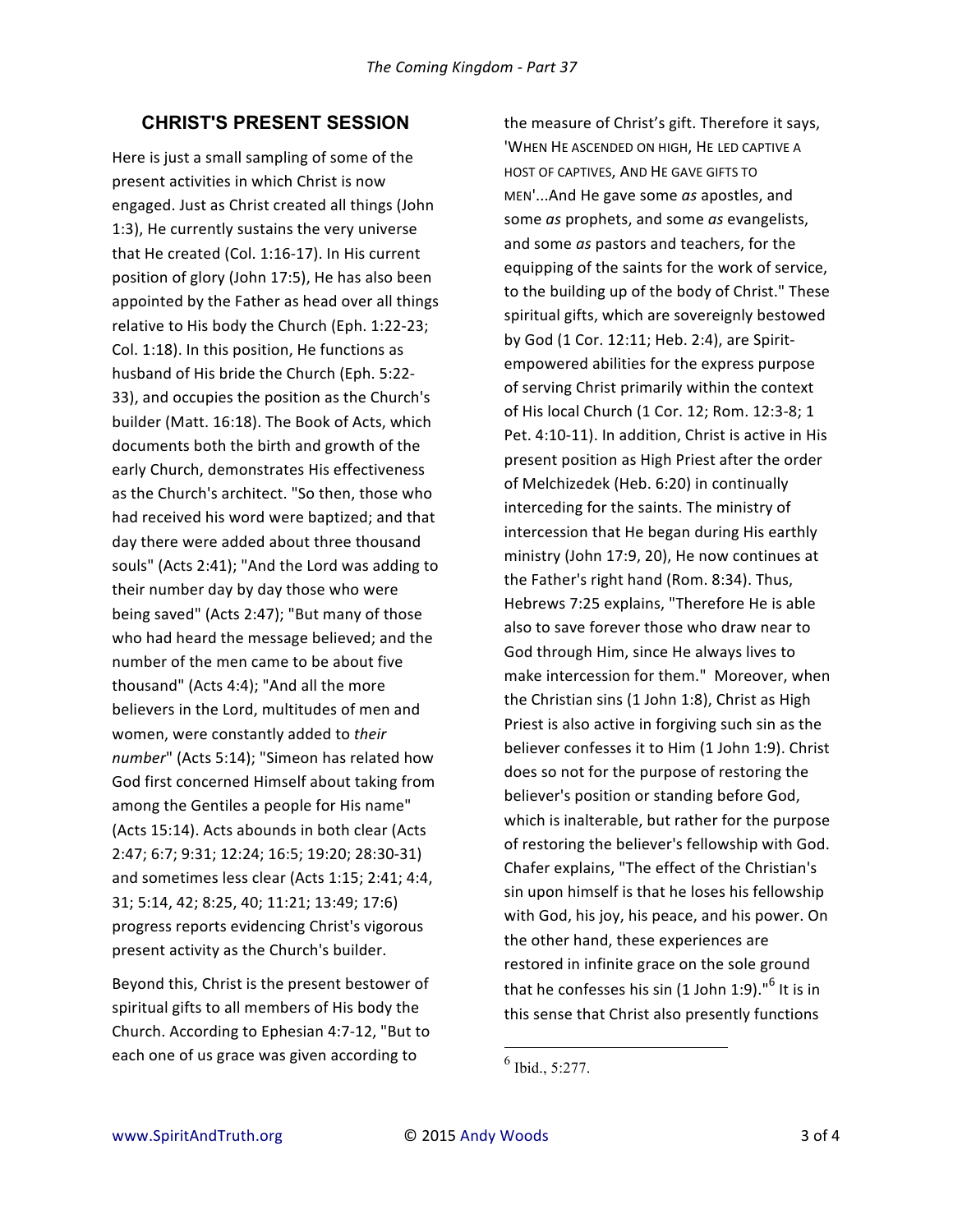## CHRIST'S PRESENT SESSION

Here is just a small sampling of some of the present activities in which Christ is now engaged. Just as Christ created all things (John 1:3), He currently sustains the very universe that He created (Col. 1:16-17). In His current position of glory (John 17:5), He has also been appointed by the Father as head over all things relative to His body the Church (Eph. 1:22-23; Col. 1:18). In this position, He functions as husband of His bride the Church (Eph. 5:22-33), and occupies the position as the Church's builder (Matt. 16:18). The Book of Acts, which documents both the birth and growth of the early Church, demonstrates His effectiveness as the Church's architect. "So then, those who had received his word were baptized; and that day there were added about three thousand souls" (Acts 2:41); "And the Lord was adding to their number day by day those who were being saved" (Acts 2:47); "But many of those who had heard the message believed; and the number of the men came to be about five thousand" (Acts 4:4); "And all the more believers in the Lord, multitudes of men and women, were constantly added to *their number*" (Acts 5:14); "Simeon has related how God first concerned Himself about taking from among the Gentiles a people for His name" (Acts 15:14). Acts abounds in both clear (Acts 2:47; 6:7; 9:31; 12:24; 16:5; 19:20; 28:30-31) and sometimes less clear (Acts 1:15; 2:41; 4:4, 31; 5:14, 42; 8:25, 40; 11:21; 13:49; 17:6) progress reports evidencing Christ's vigorous present activity as the Church's builder.

Beyond this, Christ is the present bestower of spiritual gifts to all members of His body the Church. According to Ephesian 4:7-12, "But to each one of us grace was given according to the measure of Christ's gift. Therefore it says, 'WHEN HE ASCENDED ON HIGH, HE LED CAPTIVE A HOST OF CAPTIVES, AND HE GAVE GIFTS TO MEN'...And He gave some *as* apostles, and some *as* prophets, and some *as* evangelists, and some *as* pastors and teachers, for the equipping of the saints for the work of service, to the building up of the body of Christ." These spiritual gifts, which are sovereignly bestowed by God (1 Cor. 12:11; Heb. 2:4), are Spirit-empowered abilities for the express purpose of serving Christ primarily within the context of His local Church (1 Cor. 12; Rom. 12:3-8; 1 Pet. 4:10-11). In addition, Christ is active in His present position as High Priest after the order of Melchizedek (Heb. 6:20) in continually interceding for the saints. The ministry of intercession that He began during His earthly ministry (John 17:9, 20), He now continues at the Father's right hand (Rom. 8:34). Thus, Hebrews 7:25 explains, "Therefore He is able also to save forever those who draw near to God through Him, since He always lives to make intercession for them." Moreover, when the Christian sins (1 John 1:8), Christ as High Priest is also active in forgiving such sin as the believer confesses it to Him (1 John 1:9). Christ does so not for the purpose of restoring the believer's position or standing before God, which is inalterable, but rather for the purpose of restoring the believer's fellowship with God. Chafer explains, "The effect of the Christian's sin upon himself is that he loses his fellowship with God, his joy, his peace, and his power. On the other hand, these experiences are restored in infinite grace on the sole ground that he confesses his sin (1 John 1:9)."[6] It is in this sense that Christ also presently functions

[6] Ibid., 5:277.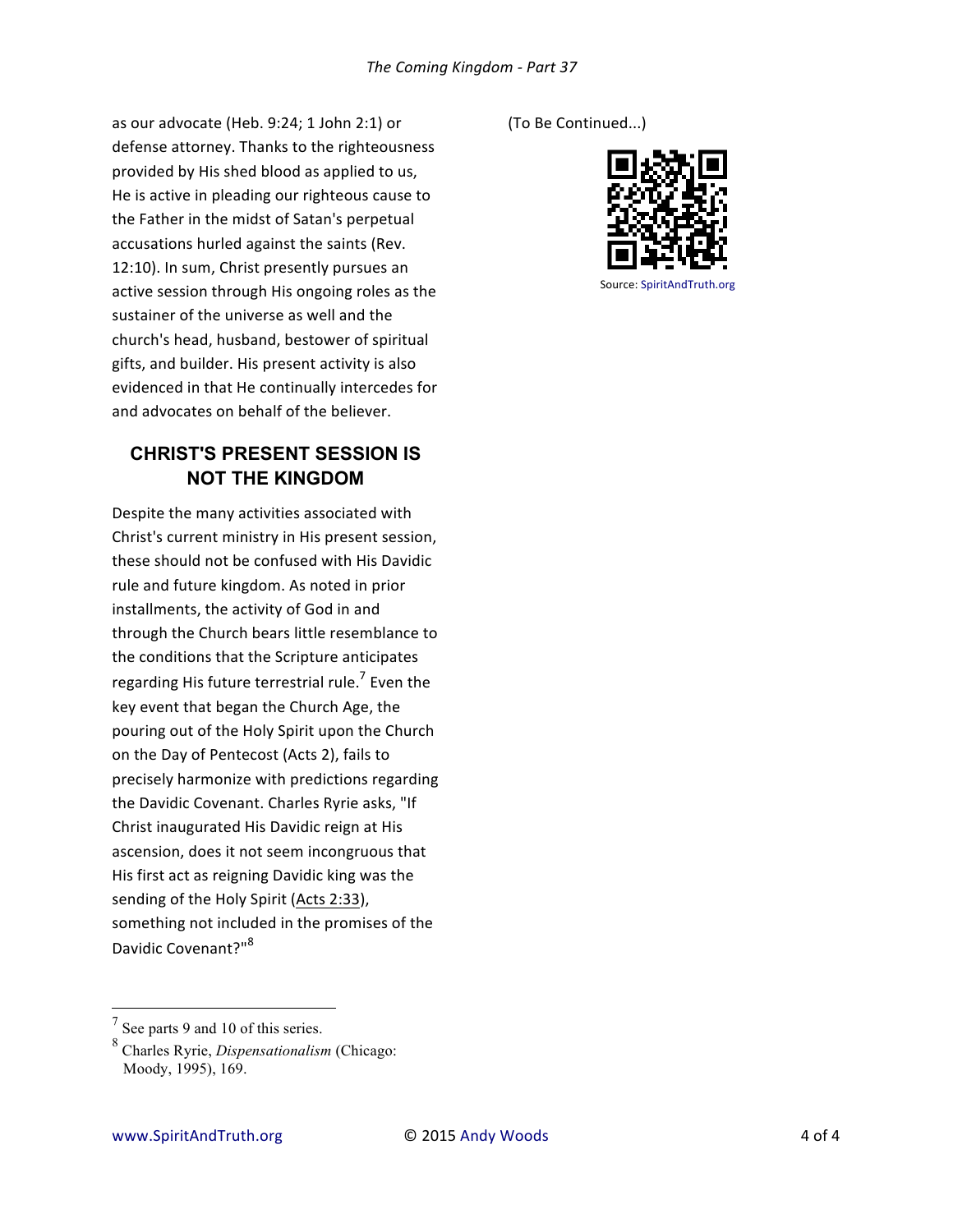as our advocate (Heb. 9:24; 1 John 2:1) or defense attorney. Thanks to the righteousness provided by His shed blood as applied to us, He is active in pleading our righteous cause to the Father in the midst of Satan's perpetual accusations hurled against the saints (Rev. 12:10). In sum, Christ presently pursues an active session through His ongoing roles as the sustainer of the universe as well and the church's head, husband, bestower of spiritual gifts, and builder. His present activity is also evidenced in that He continually intercedes for and advocates on behalf of the believer.

## CHRIST'S PRESENT SESSION IS NOT THE KINGDOM

Despite the many activities associated with Christ's current ministry in His present session, these should not be confused with His Davidic rule and future kingdom. As noted in prior installments, the activity of God in and through the Church bears little resemblance to the conditions that the Scripture anticipates regarding His future terrestrial rule.[7] Even the key event that began the Church Age, the pouring out of the Holy Spirit upon the Church on the Day of Pentecost (Acts 2), fails to precisely harmonize with predictions regarding the Davidic Covenant. Charles Ryrie asks, "If Christ inaugurated His Davidic reign at His ascension, does it not seem incongruous that His first act as reigning Davidic king was the sending of the Holy Spirit (Acts 2:33), something not included in the promises of the Davidic Covenant?"[8]

(To Be Continued...)

Source: SpiritAndTruth.org

---

[7] See parts 9 and 10 of this series.

[8] Charles Ryrie, *Dispensationalism* (Chicago: Moody, 1995), 169.